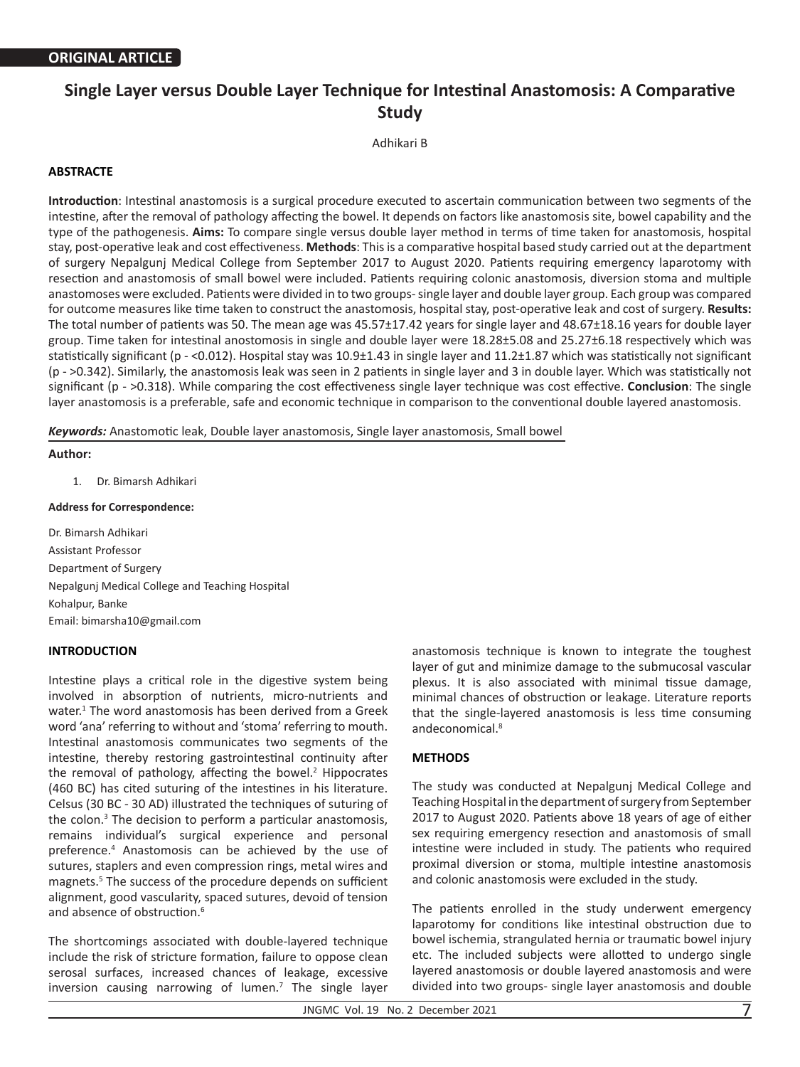**ORIGINAL ARTICLE**

# Single Layer versus Double Layer Technique for Intestinal Anastomosis: A Comparative Study

Adhikari B

## ABSTRACTE

**Introduction**: Intestinal anastomosis is a surgical procedure executed to ascertain communication between two segments of the intestine, after the removal of pathology affecting the bowel. It depends on factors like anastomosis site, bowel capability and the type of the pathogenesis. **Aims:** To compare single versus double layer method in terms of time taken for anastomosis, hospital stay, post-operative leak and cost effectiveness. **Methods**: This is a comparative hospital based study carried out at the department of surgery Nepalgunj Medical College from September 2017 to August 2020. Patients requiring emergency laparotomy with resection and anastomosis of small bowel were included. Patients requiring colonic anastomosis, diversion stoma and multiple anastomoses were excluded. Patients were divided in to two groups- single layer and double layer group. Each group was compared for outcome measures like time taken to construct the anastomosis, hospital stay, post-operative leak and cost of surgery. **Results:** The total number of patients was 50. The mean age was 45.57±17.42 years for single layer and 48.67±18.16 years for double layer group. Time taken for intestinal anostomosis in single and double layer were 18.28±5.08 and 25.27±6.18 respectively which was statistically significant (p - <0.012). Hospital stay was 10.9±1.43 in single layer and 11.2±1.87 which was statistically not significant (p - >0.342). Similarly, the anastomosis leak was seen in 2 patients in single layer and 3 in double layer. Which was statistically not significant (p - >0.318). While comparing the cost effectiveness single layer technique was cost effective. **Conclusion**: The single layer anastomosis is a preferable, safe and economic technique in comparison to the conventional double layered anastomosis.

***Keywords:*** Anastomotic leak, Double layer anastomosis, Single layer anastomosis, Small bowel

**Author:**

1. Dr. Bimarsh Adhikari

**Address for Correspondence:**

Dr. Bimarsh Adhikari
Assistant Professor
Department of Surgery
Nepalgunj Medical College and Teaching Hospital
Kohalpur, Banke
Email: bimarsha10@gmail.com

## INTRODUCTION

Intestine plays a critical role in the digestive system being involved in absorption of nutrients, micro-nutrients and water.[1] The word anastomosis has been derived from a Greek word 'ana' referring to without and 'stoma' referring to mouth. Intestinal anastomosis communicates two segments of the intestine, thereby restoring gastrointestinal continuity after the removal of pathology, affecting the bowel.[2] Hippocrates (460 BC) has cited suturing of the intestines in his literature. Celsus (30 BC - 30 AD) illustrated the techniques of suturing of the colon.[3] The decision to perform a particular anastomosis, remains individual's surgical experience and personal preference.[4] Anastomosis can be achieved by the use of sutures, staplers and even compression rings, metal wires and magnets.[5] The success of the procedure depends on sufficient alignment, good vascularity, spaced sutures, devoid of tension and absence of obstruction.[6]

The shortcomings associated with double-layered technique include the risk of stricture formation, failure to oppose clean serosal surfaces, increased chances of leakage, excessive inversion causing narrowing of lumen.[7] The single layer anastomosis technique is known to integrate the toughest layer of gut and minimize damage to the submucosal vascular plexus. It is also associated with minimal tissue damage, minimal chances of obstruction or leakage. Literature reports that the single-layered anastomosis is less time consuming andeconomical.[8]

## METHODS

The study was conducted at Nepalgunj Medical College and Teaching Hospital in the department of surgery from September 2017 to August 2020. Patients above 18 years of age of either sex requiring emergency resection and anastomosis of small intestine were included in study. The patients who required proximal diversion or stoma, multiple intestine anastomosis and colonic anastomosis were excluded in the study.

The patients enrolled in the study underwent emergency laparotomy for conditions like intestinal obstruction due to bowel ischemia, strangulated hernia or traumatic bowel injury etc. The included subjects were allotted to undergo single layered anastomosis or double layered anastomosis and were divided into two groups- single layer anastomosis and double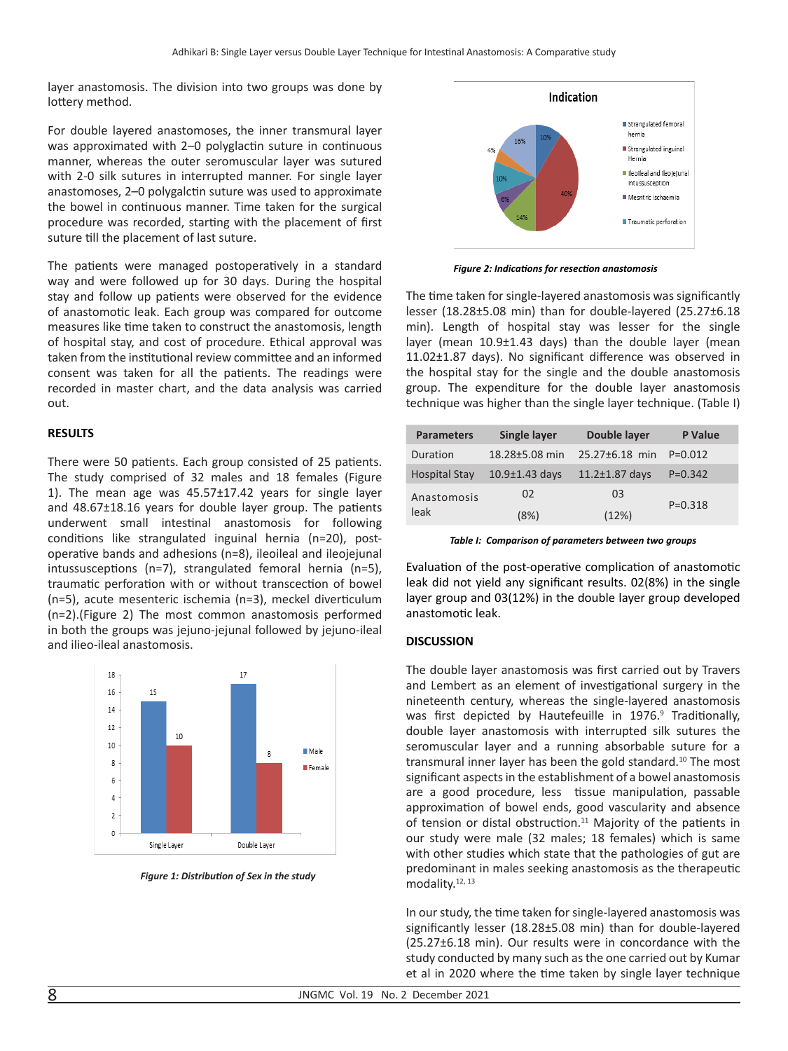layer anastomosis. The division into two groups was done by lottery method.

For double layered anastomoses, the inner transmural layer was approximated with 2–0 polyglactin suture in continuous manner, whereas the outer seromuscular layer was sutured with 2-0 silk sutures in interrupted manner. For single layer anastomoses, 2–0 polygalctin suture was used to approximate the bowel in continuous manner. Time taken for the surgical procedure was recorded, starting with the placement of first suture till the placement of last suture.

The patients were managed postoperatively in a standard way and were followed up for 30 days. During the hospital stay and follow up patients were observed for the evidence of anastomotic leak. Each group was compared for outcome measures like time taken to construct the anastomosis, length of hospital stay, and cost of procedure. Ethical approval was taken from the institutional review committee and an informed consent was taken for all the patients. The readings were recorded in master chart, and the data analysis was carried out.

## RESULTS

There were 50 patients. Each group consisted of 25 patients. The study comprised of 32 males and 18 females (Figure 1). The mean age was 45.57±17.42 years for single layer and 48.67±18.16 years for double layer group. The patients underwent small intestinal anastomosis for following conditions like strangulated inguinal hernia (n=20), post-operative bands and adhesions (n=8), ileoileal and ileojejunal intussusceptions (n=7), strangulated femoral hernia (n=5), traumatic perforation with or without transcection of bowel (n=5), acute mesenteric ischemia (n=3), meckel diverticulum (n=2).(Figure 2) The most common anastomosis performed in both the groups was jejuno-jejunal followed by jejuno-ileal and ilieo-ileal anastomosis.

*Figure 1: Distribution of Sex in the study*

*Figure 2: Indications for resection anastomosis*

The time taken for single-layered anastomosis was significantly lesser (18.28±5.08 min) than for double-layered (25.27±6.18 min). Length of hospital stay was lesser for the single layer (mean 10.9±1.43 days) than the double layer (mean 11.02±1.87 days). No significant difference was observed in the hospital stay for the single and the double anastomosis group. The expenditure for the double layer anastomosis technique was higher than the single layer technique. (Table I)

| Parameters | Single layer | Double layer | P Value |
|---|---|---|---|
| Duration | 18.28±5.08 min | 25.27±6.18 min | P=0.012 |
| Hospital Stay | 10.9±1.43 days | 11.2±1.87 days | P=0.342 |
| Anastomosis leak | 02 (8%) | 03 (12%) | P=0.318 |

*Table I: Comparison of parameters between two groups*

Evaluation of the post-operative complication of anastomotic leak did not yield any significant results. 02(8%) in the single layer group and 03(12%) in the double layer group developed anastomotic leak.

## DISCUSSION

The double layer anastomosis was first carried out by Travers and Lembert as an element of investigational surgery in the nineteenth century, whereas the single-layered anastomosis was first depicted by Hautefeuille in 1976.[9] Traditionally, double layer anastomosis with interrupted silk sutures the seromuscular layer and a running absorbable suture for a transmural inner layer has been the gold standard.[10] The most significant aspects in the establishment of a bowel anastomosis are a good procedure, less tissue manipulation, passable approximation of bowel ends, good vascularity and absence of tension or distal obstruction.[11] Majority of the patients in our study were male (32 males; 18 females) which is same with other studies which state that the pathologies of gut are predominant in males seeking anastomosis as the therapeutic modality.[12, 13]

In our study, the time taken for single-layered anastomosis was significantly lesser (18.28±5.08 min) than for double-layered (25.27±6.18 min). Our results were in concordance with the study conducted by many such as the one carried out by Kumar et al in 2020 where the time taken by single layer technique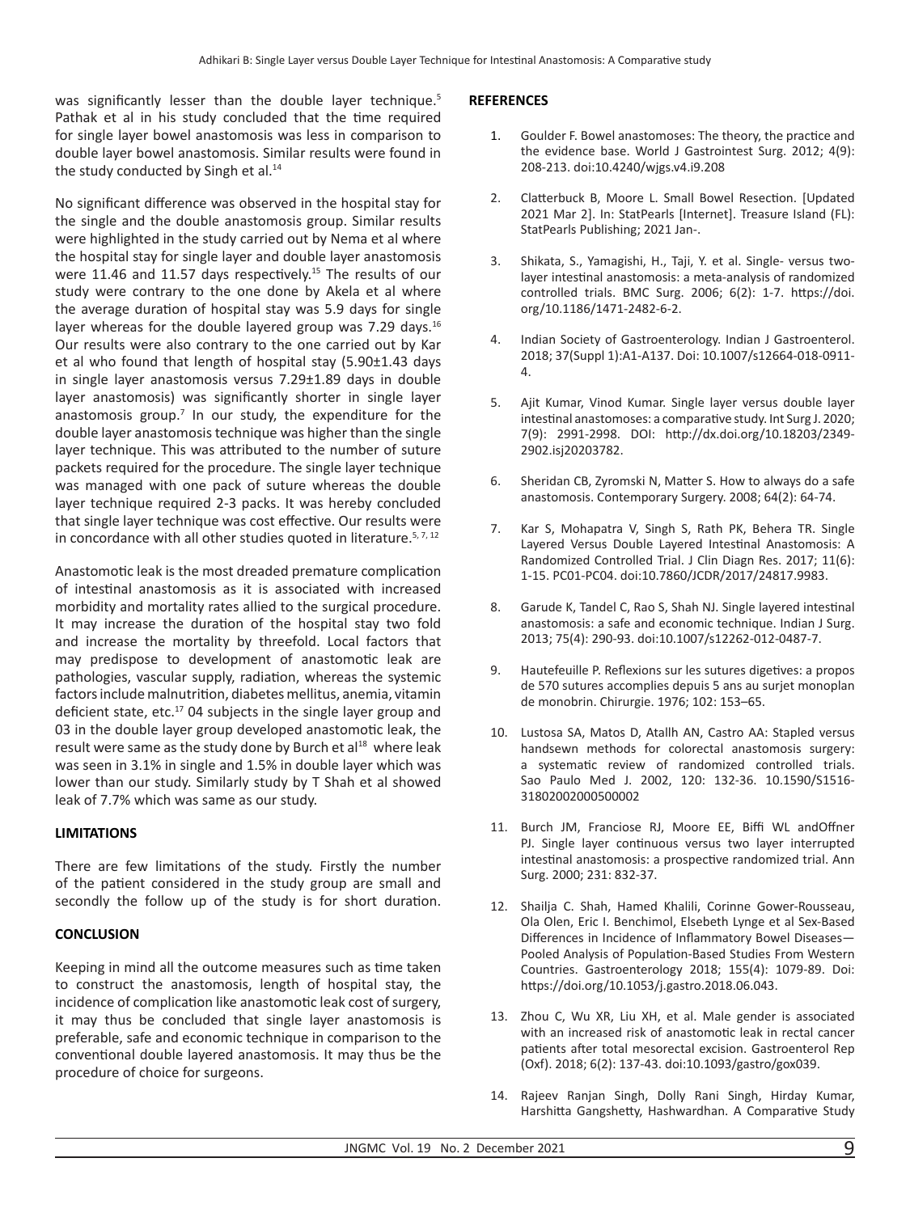was significantly lesser than the double layer technique.[5] Pathak et al in his study concluded that the time required for single layer bowel anastomosis was less in comparison to double layer bowel anastomosis. Similar results were found in the study conducted by Singh et al.[14]

No significant difference was observed in the hospital stay for the single and the double anastomosis group. Similar results were highlighted in the study carried out by Nema et al where the hospital stay for single layer and double layer anastomosis were 11.46 and 11.57 days respectively.[15] The results of our study were contrary to the one done by Akela et al where the average duration of hospital stay was 5.9 days for single layer whereas for the double layered group was 7.29 days.[16] Our results were also contrary to the one carried out by Kar et al who found that length of hospital stay (5.90±1.43 days in single layer anastomosis versus 7.29±1.89 days in double layer anastomosis) was significantly shorter in single layer anastomosis group.[7] In our study, the expenditure for the double layer anastomosis technique was higher than the single layer technique. This was attributed to the number of suture packets required for the procedure. The single layer technique was managed with one pack of suture whereas the double layer technique required 2-3 packs. It was hereby concluded that single layer technique was cost effective. Our results were in concordance with all other studies quoted in literature.[5, 7, 12]

Anastomotic leak is the most dreaded premature complication of intestinal anastomosis as it is associated with increased morbidity and mortality rates allied to the surgical procedure. It may increase the duration of the hospital stay two fold and increase the mortality by threefold. Local factors that may predispose to development of anastomotic leak are pathologies, vascular supply, radiation, whereas the systemic factors include malnutrition, diabetes mellitus, anemia, vitamin deficient state, etc.[17] 04 subjects in the single layer group and 03 in the double layer group developed anastomotic leak, the result were same as the study done by Burch et al[18] where leak was seen in 3.1% in single and 1.5% in double layer which was lower than our study. Similarly study by T Shah et al showed leak of 7.7% which was same as our study.

## LIMITATIONS

There are few limitations of the study. Firstly the number of the patient considered in the study group are small and secondly the follow up of the study is for short duration.

## CONCLUSION

Keeping in mind all the outcome measures such as time taken to construct the anastomosis, length of hospital stay, the incidence of complication like anastomotic leak cost of surgery, it may thus be concluded that single layer anastomosis is preferable, safe and economic technique in comparison to the conventional double layered anastomosis. It may thus be the procedure of choice for surgeons.

## REFERENCES

1. Goulder F. Bowel anastomoses: The theory, the practice and the evidence base. World J Gastrointest Surg. 2012; 4(9): 208-213. doi:10.4240/wjgs.v4.i9.208

2. Clatterbuck B, Moore L. Small Bowel Resection. [Updated 2021 Mar 2]. In: StatPearls [Internet]. Treasure Island (FL): StatPearls Publishing; 2021 Jan-.

3. Shikata, S., Yamagishi, H., Taji, Y. et al. Single- versus two-layer intestinal anastomosis: a meta-analysis of randomized controlled trials. BMC Surg. 2006; 6(2): 1-7. https://doi.org/10.1186/1471-2482-6-2.

4. Indian Society of Gastroenterology. Indian J Gastroenterol. 2018; 37(Suppl 1):A1-A137. Doi: 10.1007/s12664-018-0911-4.

5. Ajit Kumar, Vinod Kumar. Single layer versus double layer intestinal anastomoses: a comparative study. Int Surg J. 2020; 7(9): 2991-2998. DOI: http://dx.doi.org/10.18203/2349-2902.isj20203782.

6. Sheridan CB, Zyromski N, Matter S. How to always do a safe anastomosis. Contemporary Surgery. 2008; 64(2): 64-74.

7. Kar S, Mohapatra V, Singh S, Rath PK, Behera TR. Single Layered Versus Double Layered Intestinal Anastomosis: A Randomized Controlled Trial. J Clin Diagn Res. 2017; 11(6): 1-15. PC01-PC04. doi:10.7860/JCDR/2017/24817.9983.

8. Garude K, Tandel C, Rao S, Shah NJ. Single layered intestinal anastomosis: a safe and economic technique. Indian J Surg. 2013; 75(4): 290-93. doi:10.1007/s12262-012-0487-7.

9. Hautefeuille P. Reflexions sur les sutures digetives: a propos de 570 sutures accomplies depuis 5 ans au surjet monoplan de monobrin. Chirurgie. 1976; 102: 153–65.

10. Lustosa SA, Matos D, Atallh AN, Castro AA: Stapled versus handsewn methods for colorectal anastomosis surgery: a systematic review of randomized controlled trials. Sao Paulo Med J. 2002, 120: 132-36. 10.1590/S1516-31802002000500002

11. Burch JM, Franciose RJ, Moore EE, Biffi WL andOffner PJ. Single layer continuous versus two layer interrupted intestinal anastomosis: a prospective randomized trial. Ann Surg. 2000; 231: 832-37.

12. Shailja C. Shah, Hamed Khalili, Corinne Gower-Rousseau, Ola Olen, Eric I. Benchimol, Elsebeth Lynge et al Sex-Based Differences in Incidence of Inflammatory Bowel Diseases—Pooled Analysis of Population-Based Studies From Western Countries. Gastroenterology 2018; 155(4): 1079-89. Doi: https://doi.org/10.1053/j.gastro.2018.06.043.

13. Zhou C, Wu XR, Liu XH, et al. Male gender is associated with an increased risk of anastomotic leak in rectal cancer patients after total mesorectal excision. Gastroenterol Rep (Oxf). 2018; 6(2): 137-43. doi:10.1093/gastro/gox039.

14. Rajeev Ranjan Singh, Dolly Rani Singh, Hirday Kumar, Harshitta Gangshetty, Hashwardhan. A Comparative Study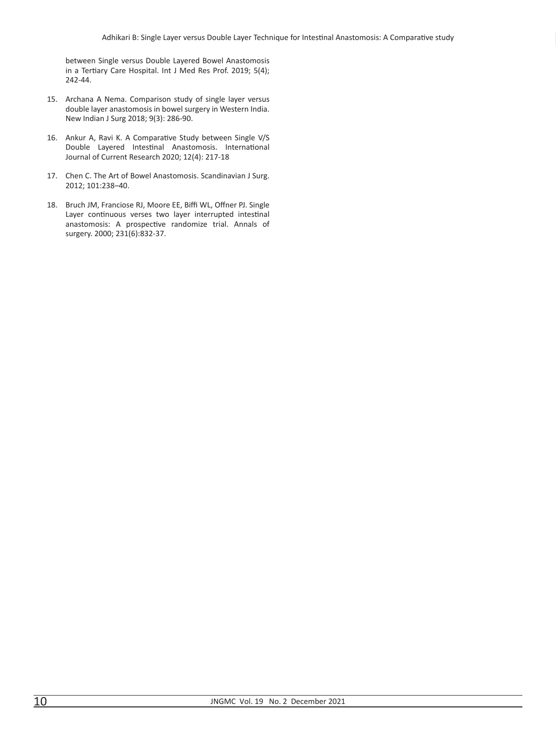between Single versus Double Layered Bowel Anastomosis in a Tertiary Care Hospital. Int J Med Res Prof. 2019; 5(4); 242-44.

15. Archana A Nema. Comparison study of single layer versus double layer anastomosis in bowel surgery in Western India. New Indian J Surg 2018; 9(3): 286-90.

16. Ankur A, Ravi K. A Comparative Study between Single V/S Double Layered Intestinal Anastomosis. International Journal of Current Research 2020; 12(4): 217-18

17. Chen C. The Art of Bowel Anastomosis. Scandinavian J Surg. 2012; 101:238–40.

18. Bruch JM, Franciose RJ, Moore EE, Biffi WL, Offner PJ. Single Layer continuous verses two layer interrupted intestinal anastomosis: A prospective randomize trial. Annals of surgery. 2000; 231(6):832-37.